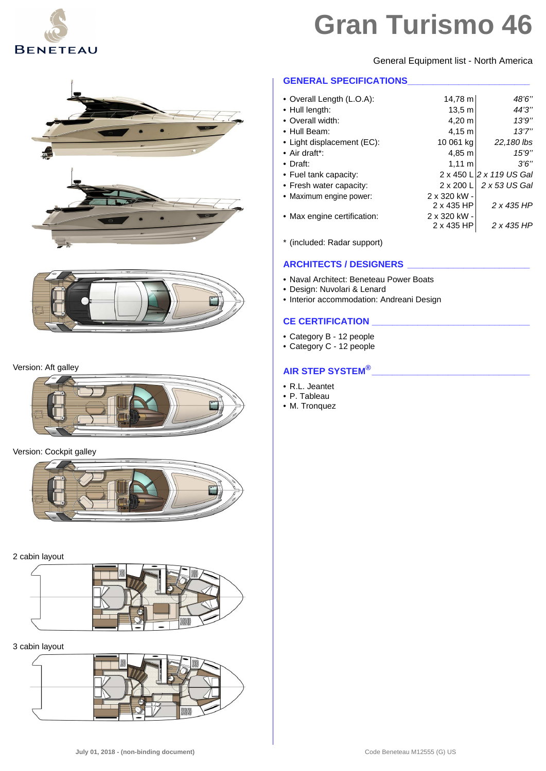# Gran Turismo 46

General Equipment list - North America

Version: Aft galley

Version: Cockpit galley

2 cabin layout

3 cabin layout

## GENERAL SPECIFICATIONS

| | | |
|---|---|---|
| • Overall Length (L.O.A): | 14,78 m | *48'6''* |
| • Hull length: | 13,5 m | *44'3''* |
| • Overall width: | 4,20 m | *13'9''* |
| • Hull Beam: | 4,15 m | *13'7''* |
| • Light displacement (EC): | 10 061 kg | *22,180 lbs* |
| • Air draft*: | 4,85 m | *15'9''* |
| • Draft: | 1,11 m | *3'6''* |
| • Fuel tank capacity: | 2 x 450 L | *2 x 119 US Gal* |
| • Fresh water capacity: | 2 x 200 L | *2 x 53 US Gal* |
| • Maximum engine power: | 2 x 320 kW - 2 x 435 HP | *2 x 435 HP* |
| • Max engine certification: | 2 x 320 kW - 2 x 435 HP | *2 x 435 HP* |

\* (included: Radar support)

## ARCHITECTS / DESIGNERS

- Naval Architect: Beneteau Power Boats
- Design: Nuvolari & Lenard
- Interior accommodation: Andreani Design

## CE CERTIFICATION

- Category B - 12 people
- Category C - 12 people

## AIR STEP SYSTEM®

- R.L. Jeantet
- P. Tableau
- M. Tronquez

July 01, 2018 - (non-binding document)

Code Beneteau M12555 (G) US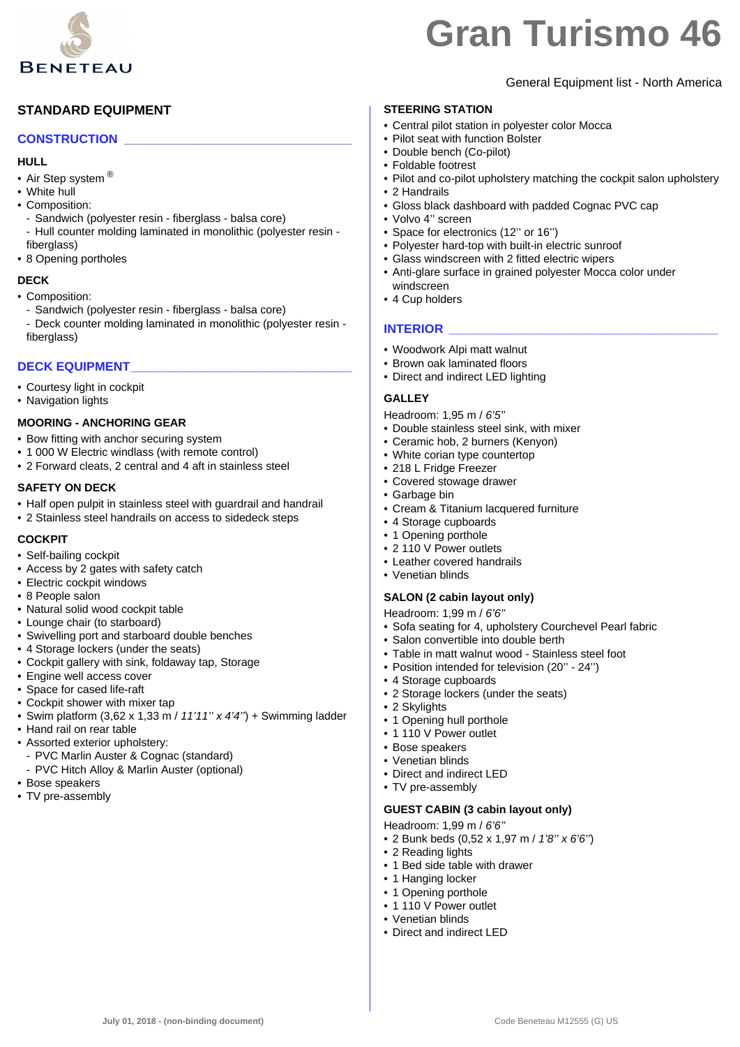# Gran Turismo 46

General Equipment list - North America

## STANDARD EQUIPMENT

### CONSTRUCTION

#### HULL

- Air Step system ®
- White hull
- Composition:
  - Sandwich (polyester resin - fiberglass - balsa core)
  - Hull counter molding laminated in monolithic (polyester resin - fiberglass)
- 8 Opening portholes

#### DECK

- Composition:
  - Sandwich (polyester resin - fiberglass - balsa core)
  - Deck counter molding laminated in monolithic (polyester resin - fiberglass)

### DECK EQUIPMENT

- Courtesy light in cockpit
- Navigation lights

#### MOORING - ANCHORING GEAR

- Bow fitting with anchor securing system
- 1 000 W Electric windlass (with remote control)
- 2 Forward cleats, 2 central and 4 aft in stainless steel

#### SAFETY ON DECK

- Half open pulpit in stainless steel with guardrail and handrail
- 2 Stainless steel handrails on access to sidedeck steps

#### COCKPIT

- Self-bailing cockpit
- Access by 2 gates with safety catch
- Electric cockpit windows
- 8 People salon
- Natural solid wood cockpit table
- Lounge chair (to starboard)
- Swivelling port and starboard double benches
- 4 Storage lockers (under the seats)
- Cockpit gallery with sink, foldaway tap, Storage
- Engine well access cover
- Space for cased life-raft
- Cockpit shower with mixer tap
- Swim platform (3,62 x 1,33 m / *11'11'' x 4'4''*) + Swimming ladder
- Hand rail on rear table
- Assorted exterior upholstery:
  - PVC Marlin Auster & Cognac (standard)
  - PVC Hitch Alloy & Marlin Auster (optional)
- Bose speakers
- TV pre-assembly

#### STEERING STATION

- Central pilot station in polyester color Mocca
- Pilot seat with function Bolster
- Double bench (Co-pilot)
- Foldable footrest
- Pilot and co-pilot upholstery matching the cockpit salon upholstery
- 2 Handrails
- Gloss black dashboard with padded Cognac PVC cap
- Volvo 4'' screen
- Space for electronics (12'' or 16'')
- Polyester hard-top with built-in electric sunroof
- Glass windscreen with 2 fitted electric wipers
- Anti-glare surface in grained polyester Mocca color under windscreen
- 4 Cup holders

### INTERIOR

- Woodwork Alpi matt walnut
- Brown oak laminated floors
- Direct and indirect LED lighting

#### GALLEY

Headroom: 1,95 m / *6'5''*

- Double stainless steel sink, with mixer
- Ceramic hob, 2 burners (Kenyon)
- White corian type countertop
- 218 L Fridge Freezer
- Covered stowage drawer
- Garbage bin
- Cream & Titanium lacquered furniture
- 4 Storage cupboards
- 1 Opening porthole
- 2 110 V Power outlets
- Leather covered handrails
- Venetian blinds

#### SALON (2 cabin layout only)

Headroom: 1,99 m / *6'6''*

- Sofa seating for 4, upholstery Courchevel Pearl fabric
- Salon convertible into double berth
- Table in matt walnut wood - Stainless steel foot
- Position intended for television (20'' - 24'')
- 4 Storage cupboards
- 2 Storage lockers (under the seats)
- 2 Skylights
- 1 Opening hull porthole
- 1 110 V Power outlet
- Bose speakers
- Venetian blinds
- Direct and indirect LED
- TV pre-assembly

#### GUEST CABIN (3 cabin layout only)

Headroom: 1,99 m / *6'6''*

- 2 Bunk beds (0,52 x 1,97 m / *1'8'' x 6'6''*)
- 2 Reading lights
- 1 Bed side table with drawer
- 1 Hanging locker
- 1 Opening porthole
- 1 110 V Power outlet
- Venetian blinds
- Direct and indirect LED

July 01, 2018 - (non-binding document)

Code Beneteau M12555 (G) US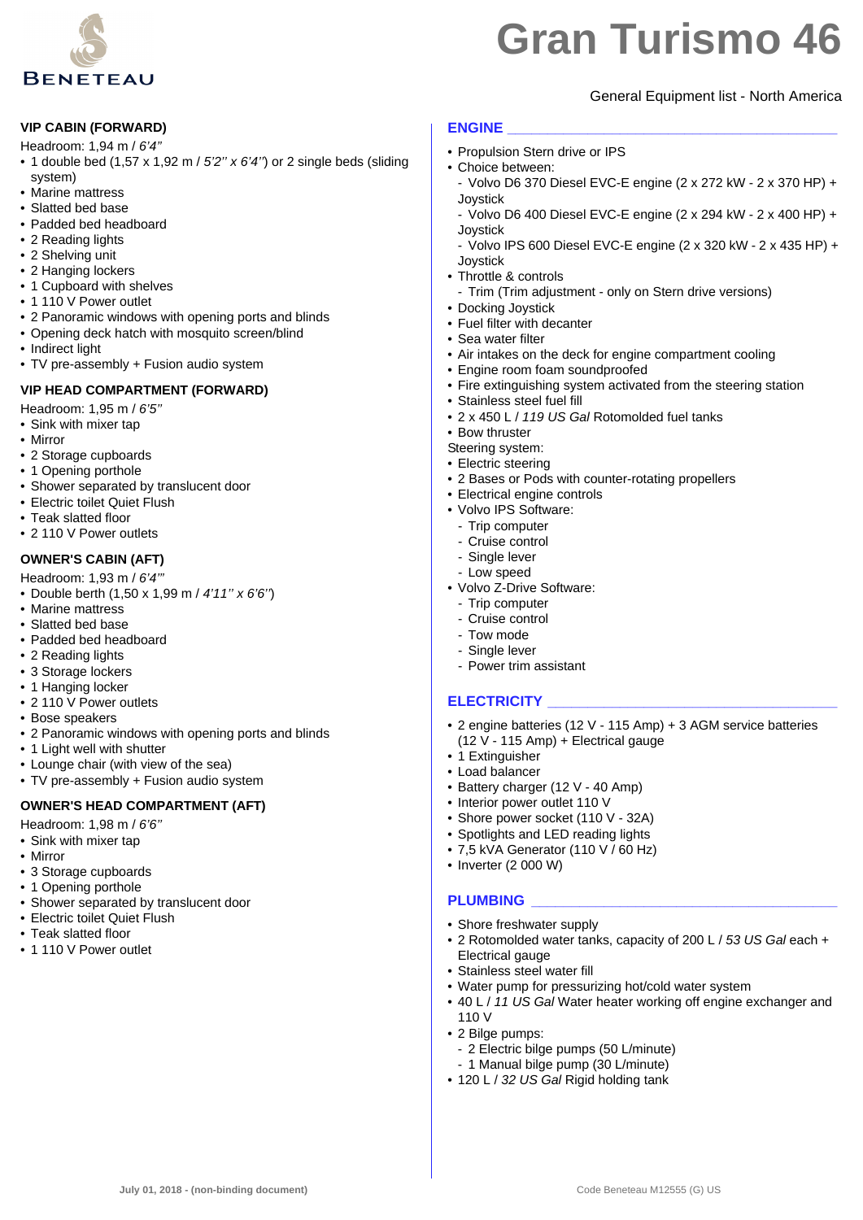# Gran Turismo 46

General Equipment list - North America

### VIP CABIN (FORWARD)

Headroom: 1,94 m / *6'4"*

- 1 double bed (1,57 x 1,92 m / *5'2'' x 6'4''*) or 2 single beds (sliding system)
- Marine mattress
- Slatted bed base
- Padded bed headboard
- 2 Reading lights
- 2 Shelving unit
- 2 Hanging lockers
- 1 Cupboard with shelves
- 1 110 V Power outlet
- 2 Panoramic windows with opening ports and blinds
- Opening deck hatch with mosquito screen/blind
- Indirect light
- TV pre-assembly + Fusion audio system

### VIP HEAD COMPARTMENT (FORWARD)

Headroom: 1,95 m / *6'5"*

- Sink with mixer tap
- Mirror
- 2 Storage cupboards
- 1 Opening porthole
- Shower separated by translucent door
- Electric toilet Quiet Flush
- Teak slatted floor
- 2 110 V Power outlets

### OWNER'S CABIN (AFT)

Headroom: 1,93 m / *6'4'"*

- Double berth (1,50 x 1,99 m / *4'11'' x 6'6''*)
- Marine mattress
- Slatted bed base
- Padded bed headboard
- 2 Reading lights
- 3 Storage lockers
- 1 Hanging locker
- 2 110 V Power outlets
- Bose speakers
- 2 Panoramic windows with opening ports and blinds
- 1 Light well with shutter
- Lounge chair (with view of the sea)
- TV pre-assembly + Fusion audio system

### OWNER'S HEAD COMPARTMENT (AFT)

Headroom: 1,98 m / *6'6"*

- Sink with mixer tap
- Mirror
- 3 Storage cupboards
- 1 Opening porthole
- Shower separated by translucent door
- Electric toilet Quiet Flush
- Teak slatted floor
- 1 110 V Power outlet

## ENGINE

- Propulsion Stern drive or IPS
- Choice between:
  - Volvo D6 370 Diesel EVC-E engine (2 x 272 kW - 2 x 370 HP) + Joystick
  - Volvo D6 400 Diesel EVC-E engine (2 x 294 kW - 2 x 400 HP) + Joystick
  - Volvo IPS 600 Diesel EVC-E engine (2 x 320 kW - 2 x 435 HP) + Joystick
- Throttle & controls
  - Trim (Trim adjustment - only on Stern drive versions)
- Docking Joystick
- Fuel filter with decanter
- Sea water filter
- Air intakes on the deck for engine compartment cooling
- Engine room foam soundproofed
- Fire extinguishing system activated from the steering station
- Stainless steel fuel fill
- 2 x 450 L / *119 US Gal* Rotomolded fuel tanks
- Bow thruster

Steering system:

- Electric steering
- 2 Bases or Pods with counter-rotating propellers
- Electrical engine controls
- Volvo IPS Software:
  - Trip computer
  - Cruise control
  - Single lever
  - Low speed
- Volvo Z-Drive Software:
  - Trip computer
  - Cruise control
  - Tow mode
  - Single lever
  - Power trim assistant

## ELECTRICITY

- 2 engine batteries (12 V - 115 Amp) + 3 AGM service batteries (12 V - 115 Amp) + Electrical gauge
- 1 Extinguisher
- Load balancer
- Battery charger (12 V - 40 Amp)
- Interior power outlet 110 V
- Shore power socket (110 V - 32A)
- Spotlights and LED reading lights
- 7,5 kVA Generator (110 V / 60 Hz)
- Inverter (2 000 W)

## PLUMBING

- Shore freshwater supply
- 2 Rotomolded water tanks, capacity of 200 L / *53 US Gal* each + Electrical gauge
- Stainless steel water fill
- Water pump for pressurizing hot/cold water system
- 40 L / *11 US Gal* Water heater working off engine exchanger and 110 V
- 2 Bilge pumps:
  - 2 Electric bilge pumps (50 L/minute)
  - 1 Manual bilge pump (30 L/minute)
- 120 L / *32 US Gal* Rigid holding tank

July 01, 2018 - (non-binding document)

Code Beneteau M12555 (G) US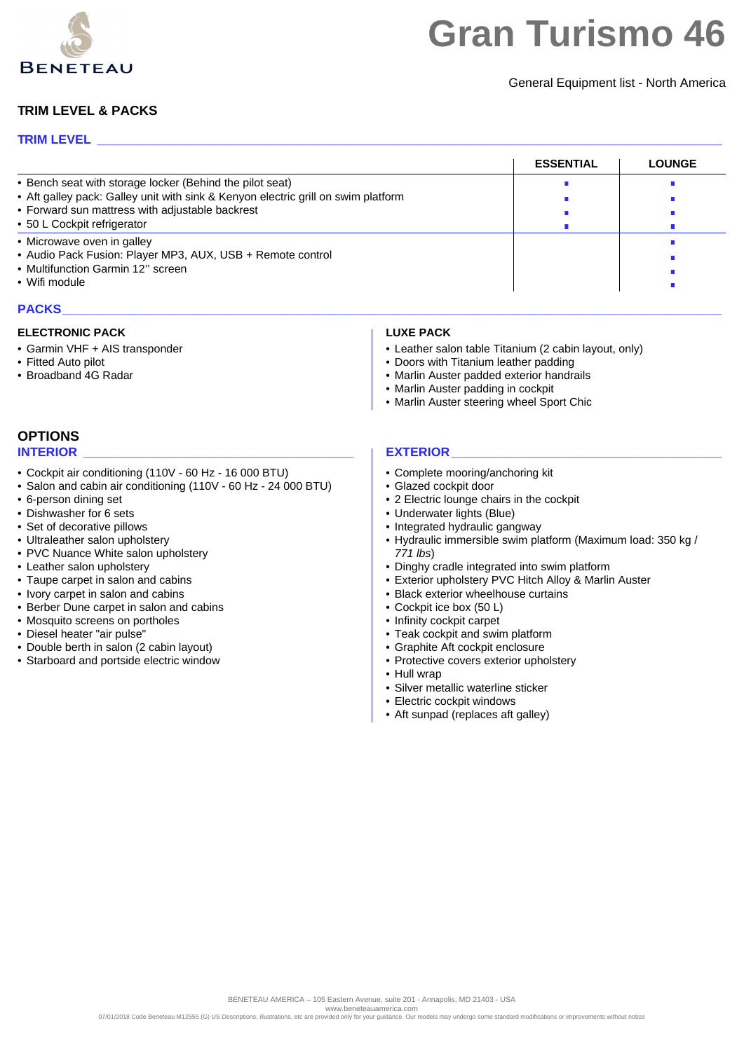# Gran Turismo 46

General Equipment list - North America

## TRIM LEVEL & PACKS

### TRIM LEVEL

| | ESSENTIAL | LOUNGE |
|---|---|---|
| • Bench seat with storage locker (Behind the pilot seat) | ▪ | ▪ |
| • Aft galley pack: Galley unit with sink & Kenyon electric grill on swim platform | ▪ | ▪ |
| • Forward sun mattress with adjustable backrest | ▪ | ▪ |
| • 50 L Cockpit refrigerator | ▪ | ▪ |
| • Microwave oven in galley | | ▪ |
| • Audio Pack Fusion: Player MP3, AUX, USB + Remote control | | ▪ |
| • Multifunction Garmin 12'' screen | | ▪ |
| • Wifi module | | ▪ |

### PACKS

**ELECTRONIC PACK**

- Garmin VHF + AIS transponder
- Fitted Auto pilot
- Broadband 4G Radar

**LUXE PACK**

- Leather salon table Titanium (2 cabin layout, only)
- Doors with Titanium leather padding
- Marlin Auster padded exterior handrails
- Marlin Auster padding in cockpit
- Marlin Auster steering wheel Sport Chic

## OPTIONS

### INTERIOR

- Cockpit air conditioning (110V - 60 Hz - 16 000 BTU)
- Salon and cabin air conditioning (110V - 60 Hz - 24 000 BTU)
- 6-person dining set
- Dishwasher for 6 sets
- Set of decorative pillows
- Ultraleather salon upholstery
- PVC Nuance White salon upholstery
- Leather salon upholstery
- Taupe carpet in salon and cabins
- Ivory carpet in salon and cabins
- Berber Dune carpet in salon and cabins
- Mosquito screens on portholes
- Diesel heater "air pulse"
- Double berth in salon (2 cabin layout)
- Starboard and portside electric window

### EXTERIOR

- Complete mooring/anchoring kit
- Glazed cockpit door
- 2 Electric lounge chairs in the cockpit
- Underwater lights (Blue)
- Integrated hydraulic gangway
- Hydraulic immersible swim platform (Maximum load: 350 kg / *771 lbs*)
- Dinghy cradle integrated into swim platform
- Exterior upholstery PVC Hitch Alloy & Marlin Auster
- Black exterior wheelhouse curtains
- Cockpit ice box (50 L)
- Infinity cockpit carpet
- Teak cockpit and swim platform
- Graphite Aft cockpit enclosure
- Protective covers exterior upholstery
- Hull wrap
- Silver metallic waterline sticker
- Electric cockpit windows
- Aft sunpad (replaces aft galley)

BENETEAU AMERICA – 105 Eastern Avenue, suite 201 - Annapolis, MD 21403 - USA
www.beneteauamerica.com
07/01/2018 Code Beneteau M12555 (G) US Descriptions, illustrations, etc are provided only for your guidance. Our models may undergo some standard modifications or improvements without notice